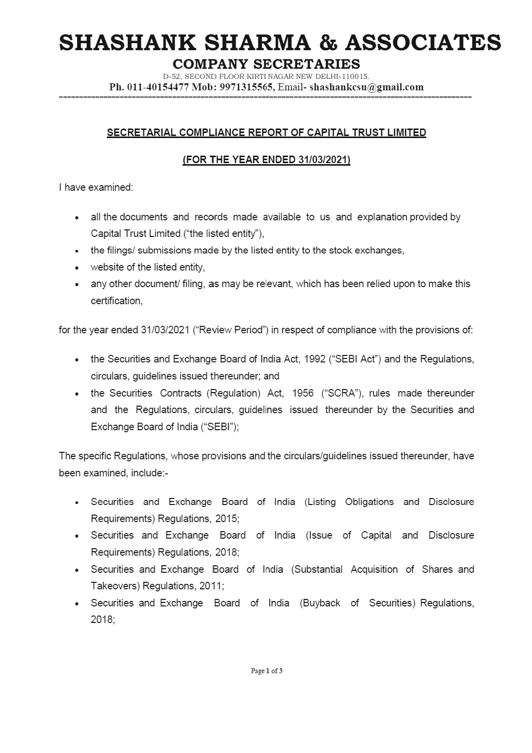# SHASHANK SHARMA & ASSOCIATES

## COMPANY SECRETARIES

D-52, SECOND FLOOR KIRTI NAGAR NEW DELHI-110015.

**Ph. 011-40154477 Mob: 9971315565, Email- shashankcsu@gmail.com**

---

**SECRETARIAL COMPLIANCE REPORT OF CAPITAL TRUST LIMITED**

**(FOR THE YEAR ENDED 31/03/2021)**

I have examined:

- all the documents and records made available to us and explanation provided by Capital Trust Limited ("the listed entity"),
- the filings/ submissions made by the listed entity to the stock exchanges,
- website of the listed entity,
- any other document/ filing, as may be relevant, which has been relied upon to make this certification,

for the year ended 31/03/2021 ("Review Period") in respect of compliance with the provisions of:

- the Securities and Exchange Board of India Act, 1992 ("SEBI Act") and the Regulations, circulars, guidelines issued thereunder; and
- the Securities Contracts (Regulation) Act, 1956 ("SCRA"), rules made thereunder and the Regulations, circulars, guidelines issued thereunder by the Securities and Exchange Board of India ("SEBI");

The specific Regulations, whose provisions and the circulars/guidelines issued thereunder, have been examined, include:-

- Securities and Exchange Board of India (Listing Obligations and Disclosure Requirements) Regulations, 2015;
- Securities and Exchange Board of India (Issue of Capital and Disclosure Requirements) Regulations, 2018;
- Securities and Exchange Board of India (Substantial Acquisition of Shares and Takeovers) Regulations, 2011;
- Securities and Exchange Board of India (Buyback of Securities) Regulations, 2018;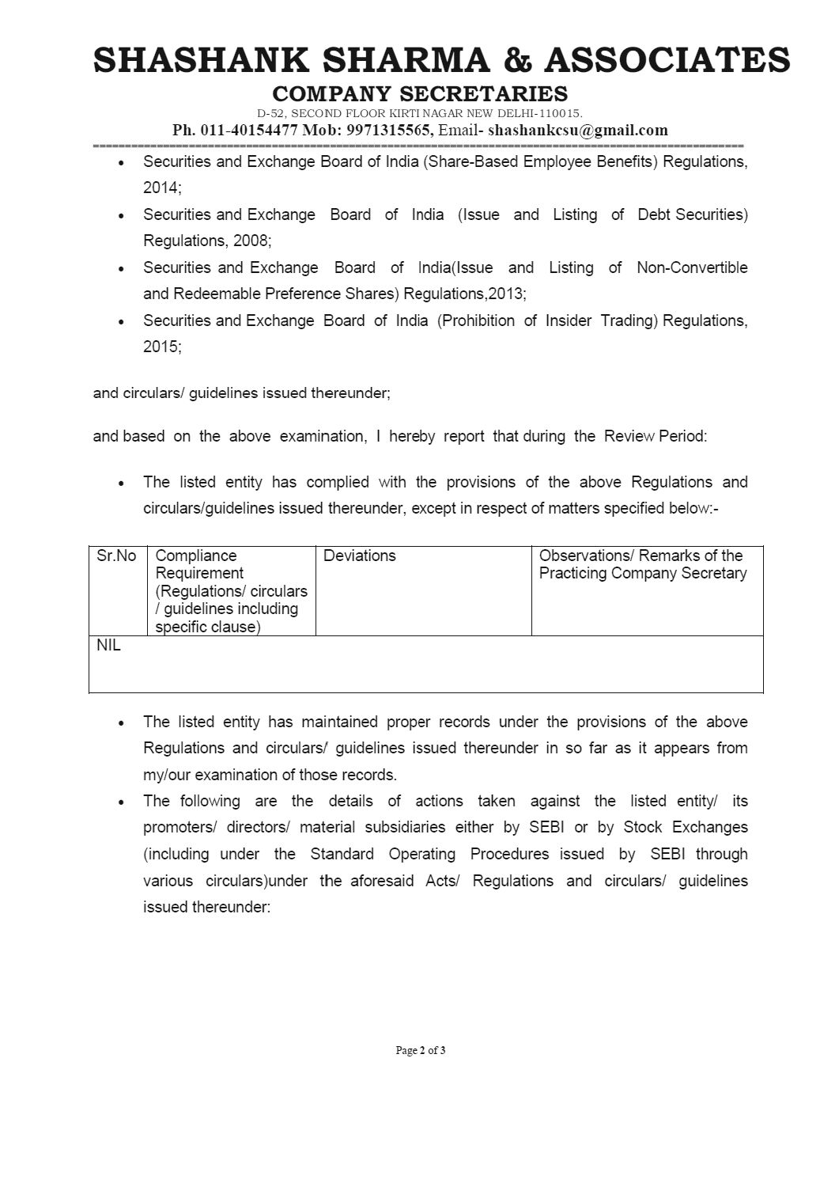- Securities and Exchange Board of India (Share-Based Employee Benefits) Regulations, 2014;
- Securities and Exchange Board of India (Issue and Listing of Debt Securities) Regulations, 2008;
- Securities and Exchange Board of India(Issue and Listing of Non-Convertible and Redeemable Preference Shares) Regulations,2013;
- Securities and Exchange Board of India (Prohibition of Insider Trading) Regulations, 2015;

and circulars/ guidelines issued thereunder;

and based on the above examination, I hereby report that during the Review Period:

- The listed entity has complied with the provisions of the above Regulations and circulars/guidelines issued thereunder, except in respect of matters specified below:-

| Sr.No | Compliance Requirement (Regulations/ circulars / guidelines including specific clause) | Deviations | Observations/ Remarks of the Practicing Company Secretary |
|---|---|---|---|
| NIL | | | |

- The listed entity has maintained proper records under the provisions of the above Regulations and circulars/ guidelines issued thereunder in so far as it appears from my/our examination of those records.
- The following are the details of actions taken against the listed entity/ its promoters/ directors/ material subsidiaries either by SEBI or by Stock Exchanges (including under the Standard Operating Procedures issued by SEBI through various circulars)under the aforesaid Acts/ Regulations and circulars/ guidelines issued thereunder: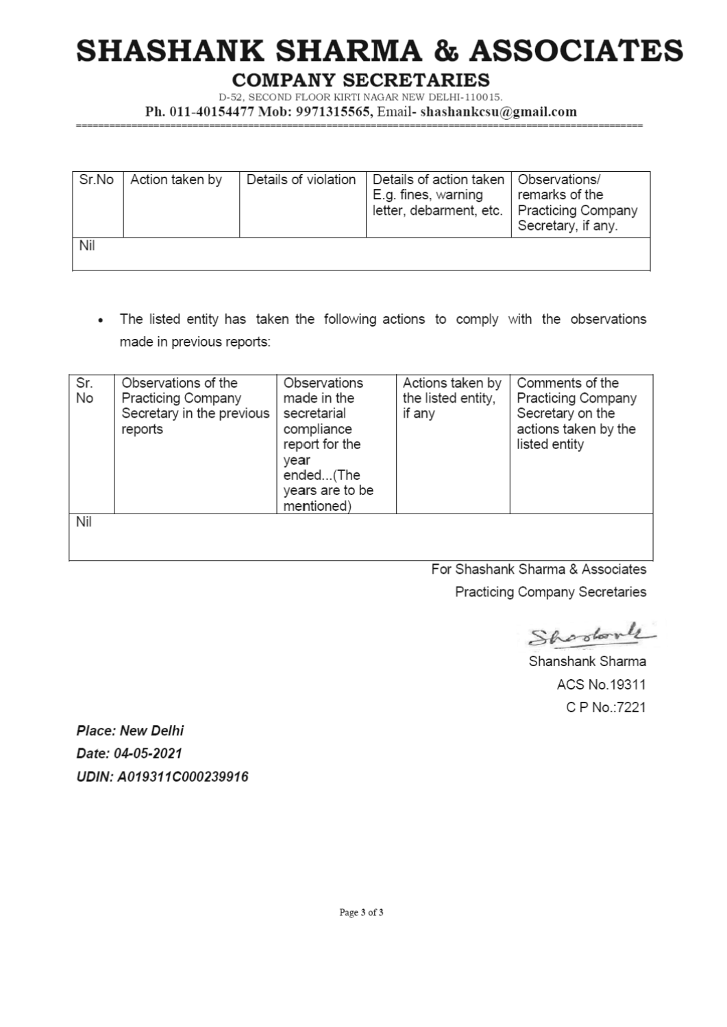# SHASHANK SHARMA & ASSOCIATES

## COMPANY SECRETARIES

D-52, SECOND FLOOR KIRTI NAGAR NEW DELHI-110015.

Ph. 011-40154477 Mob: 9971315565, Email- shashankcsu@gmail.com

| Sr.No | Action taken by | Details of violation | Details of action taken E.g. fines, warning letter, debarment, etc. | Observations/ remarks of the Practicing Company Secretary, if any. |
|---|---|---|---|---|
| Nil | | | | |

- The listed entity has taken the following actions to comply with the observations made in previous reports:

| Sr. No | Observations of the Practicing Company Secretary in the previous reports | Observations made in the secretarial compliance report for the year ended...(The years are to be mentioned) | Actions taken by the listed entity, if any | Comments of the Practicing Company Secretary on the actions taken by the listed entity |
|---|---|---|---|---|
| Nil | | | | |

For Shashank Sharma & Associates

Practicing Company Secretaries

Shanshank Sharma

ACS No.19311

C P No.:7221

***Place: New Delhi***

***Date: 04-05-2021***

***UDIN: A019311C000239916***